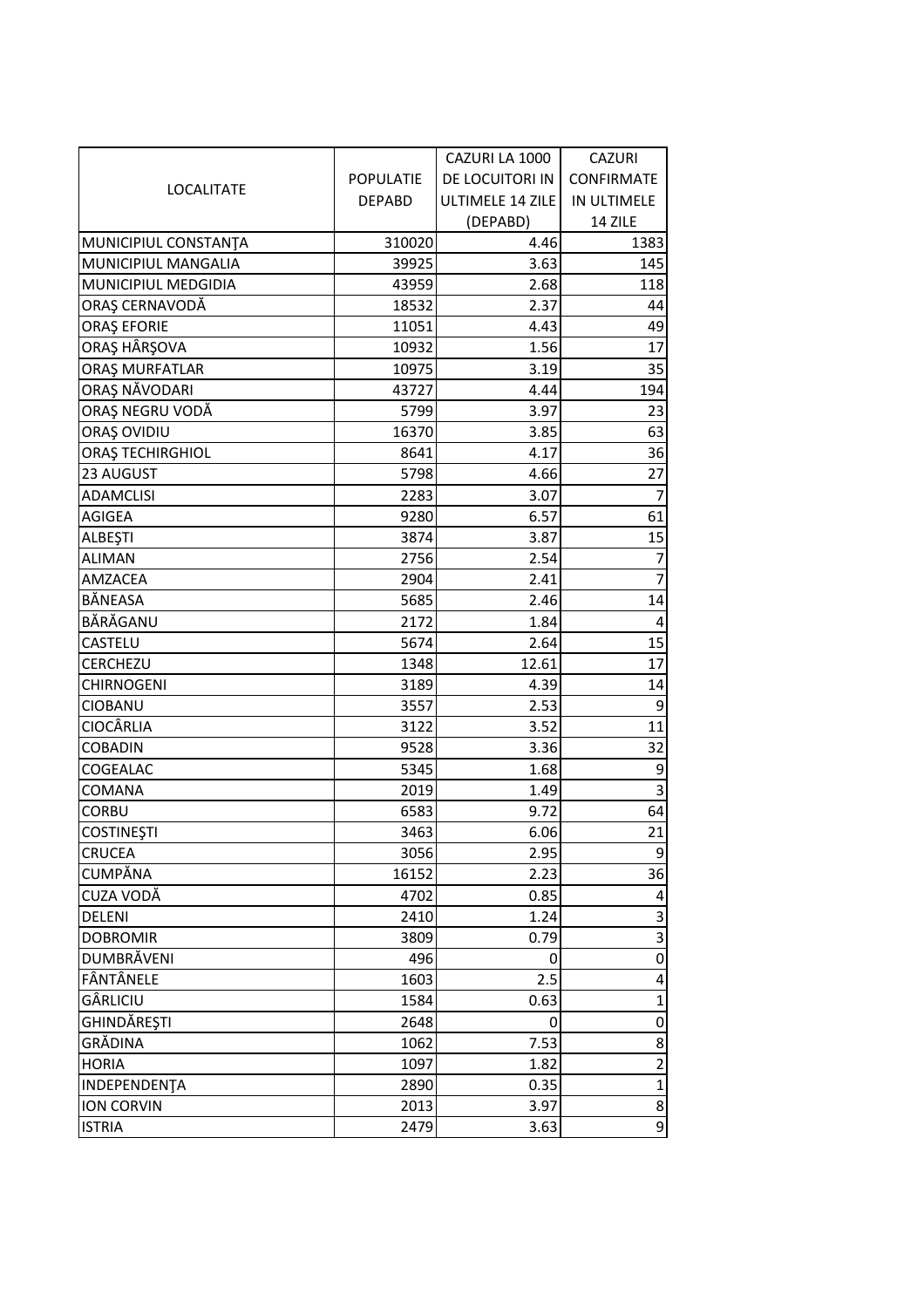| LOCALITATE | POPULATIE DEPABD | CAZURI LA 1000 DE LOCUITORI IN ULTIMELE 14 ZILE (DEPABD) | CAZURI CONFIRMATE IN ULTIMELE 14 ZILE |
|---|---|---|---|
| MUNICIPIUL CONSTANŢA | 310020 | 4.46 | 1383 |
| MUNICIPIUL MANGALIA | 39925 | 3.63 | 145 |
| MUNICIPIUL MEDGIDIA | 43959 | 2.68 | 118 |
| ORAŞ CERNAVODĂ | 18532 | 2.37 | 44 |
| ORAŞ EFORIE | 11051 | 4.43 | 49 |
| ORAŞ HÂRŞOVA | 10932 | 1.56 | 17 |
| ORAŞ MURFATLAR | 10975 | 3.19 | 35 |
| ORAŞ NĂVODARI | 43727 | 4.44 | 194 |
| ORAŞ NEGRU VODĂ | 5799 | 3.97 | 23 |
| ORAŞ OVIDIU | 16370 | 3.85 | 63 |
| ORAŞ TECHIRGHIOL | 8641 | 4.17 | 36 |
| 23 AUGUST | 5798 | 4.66 | 27 |
| ADAMCLISI | 2283 | 3.07 | 7 |
| AGIGEA | 9280 | 6.57 | 61 |
| ALBEŞTI | 3874 | 3.87 | 15 |
| ALIMAN | 2756 | 2.54 | 7 |
| AMZACEA | 2904 | 2.41 | 7 |
| BĂNEASA | 5685 | 2.46 | 14 |
| BĂRĂGANU | 2172 | 1.84 | 4 |
| CASTELU | 5674 | 2.64 | 15 |
| CERCHEZU | 1348 | 12.61 | 17 |
| CHIRNOGENI | 3189 | 4.39 | 14 |
| CIOBANU | 3557 | 2.53 | 9 |
| CIOCÂRLIA | 3122 | 3.52 | 11 |
| COBADIN | 9528 | 3.36 | 32 |
| COGEALAC | 5345 | 1.68 | 9 |
| COMANA | 2019 | 1.49 | 3 |
| CORBU | 6583 | 9.72 | 64 |
| COSTINEŞTI | 3463 | 6.06 | 21 |
| CRUCEA | 3056 | 2.95 | 9 |
| CUMPĂNA | 16152 | 2.23 | 36 |
| CUZA VODĂ | 4702 | 0.85 | 4 |
| DELENI | 2410 | 1.24 | 3 |
| DOBROMIR | 3809 | 0.79 | 3 |
| DUMBRĂVENI | 496 | 0 | 0 |
| FÂNTÂNELE | 1603 | 2.5 | 4 |
| GÂRLICIU | 1584 | 0.63 | 1 |
| GHINDĂREŞTI | 2648 | 0 | 0 |
| GRĂDINA | 1062 | 7.53 | 8 |
| HORIA | 1097 | 1.82 | 2 |
| INDEPENDENŢA | 2890 | 0.35 | 1 |
| ION CORVIN | 2013 | 3.97 | 8 |
| ISTRIA | 2479 | 3.63 | 9 |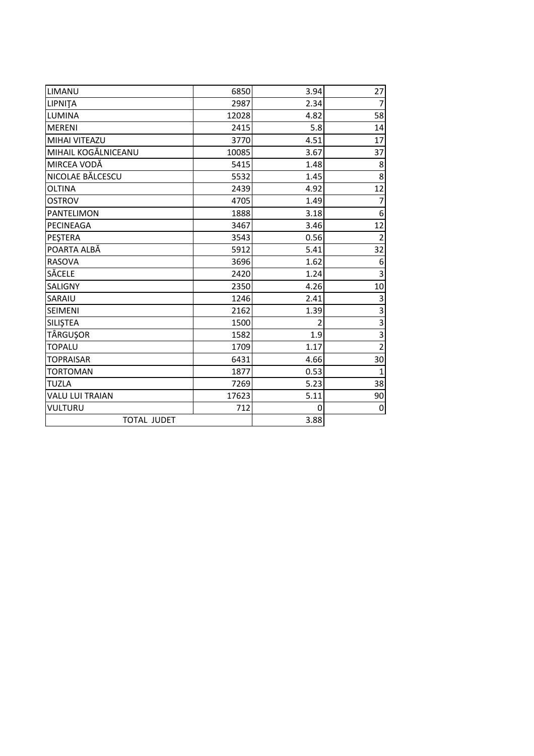| | | | |
|---|---|---|---|
| LIMANU | 6850 | 3.94 | 27 |
| LIPNIŢA | 2987 | 2.34 | 7 |
| LUMINA | 12028 | 4.82 | 58 |
| MERENI | 2415 | 5.8 | 14 |
| MIHAI VITEAZU | 3770 | 4.51 | 17 |
| MIHAIL KOGĂLNICEANU | 10085 | 3.67 | 37 |
| MIRCEA VODĂ | 5415 | 1.48 | 8 |
| NICOLAE BĂLCESCU | 5532 | 1.45 | 8 |
| OLTINA | 2439 | 4.92 | 12 |
| OSTROV | 4705 | 1.49 | 7 |
| PANTELIMON | 1888 | 3.18 | 6 |
| PECINEAGA | 3467 | 3.46 | 12 |
| PEŞTERA | 3543 | 0.56 | 2 |
| POARTA ALBĂ | 5912 | 5.41 | 32 |
| RASOVA | 3696 | 1.62 | 6 |
| SĂCELE | 2420 | 1.24 | 3 |
| SALIGNY | 2350 | 4.26 | 10 |
| SARAIU | 1246 | 2.41 | 3 |
| SEIMENI | 2162 | 1.39 | 3 |
| SILIŞTEA | 1500 | 2 | 3 |
| TÂRGUŞOR | 1582 | 1.9 | 3 |
| TOPALU | 1709 | 1.17 | 2 |
| TOPRAISAR | 6431 | 4.66 | 30 |
| TORTOMAN | 1877 | 0.53 | 1 |
| TUZLA | 7269 | 5.23 | 38 |
| VALU LUI TRAIAN | 17623 | 5.11 | 90 |
| VULTURU | 712 | 0 | 0 |
| TOTAL JUDET | | 3.88 | |